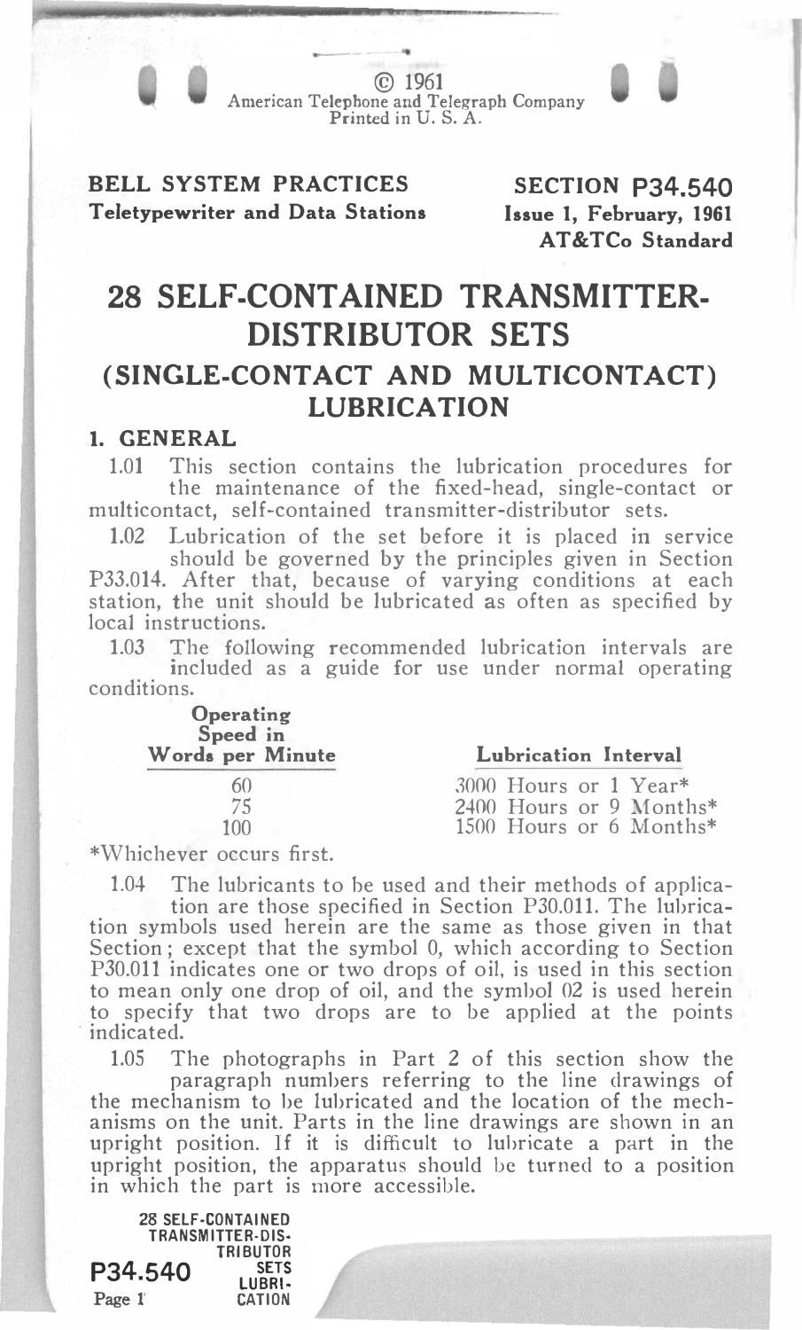© 1961
American Telephone and Telegraph Company
Printed in U. S. A.

**BELL SYSTEM PRACTICES**
**Teletypewriter and Data Stations**

**SECTION P34.540**
**Issue 1, February, 1961**
**AT&TCo Standard**

# 28 SELF-CONTAINED TRANSMITTER-DISTRIBUTOR SETS
## (SINGLE-CONTACT AND MULTICONTACT) LUBRICATION

### 1. GENERAL

1.01 This section contains the lubrication procedures for the maintenance of the fixed-head, single-contact or multicontact, self-contained transmitter-distributor sets.

1.02 Lubrication of the set before it is placed in service should be governed by the principles given in Section P33.014. After that, because of varying conditions at each station, the unit should be lubricated as often as specified by local instructions.

1.03 The following recommended lubrication intervals are included as a guide for use under normal operating conditions.

| Operating Speed in Words per Minute | Lubrication Interval |
|---|---|
| 60 | 3000 Hours or 1 Year* |
| 75 | 2400 Hours or 9 Months* |
| 100 | 1500 Hours or 6 Months* |

*Whichever occurs first.

1.04 The lubricants to be used and their methods of application are those specified in Section P30.011. The lubrication symbols used herein are the same as those given in that Section; except that the symbol 0, which according to Section P30.011 indicates one or two drops of oil, is used in this section to mean only one drop of oil, and the symbol 02 is used herein to specify that two drops are to be applied at the points indicated.

1.05 The photographs in Part 2 of this section show the paragraph numbers referring to the line drawings of the mechanism to be lubricated and the location of the mechanisms on the unit. Parts in the line drawings are shown in an upright position. If it is difficult to lubricate a part in the upright position, the apparatus should be turned to a position in which the part is more accessible.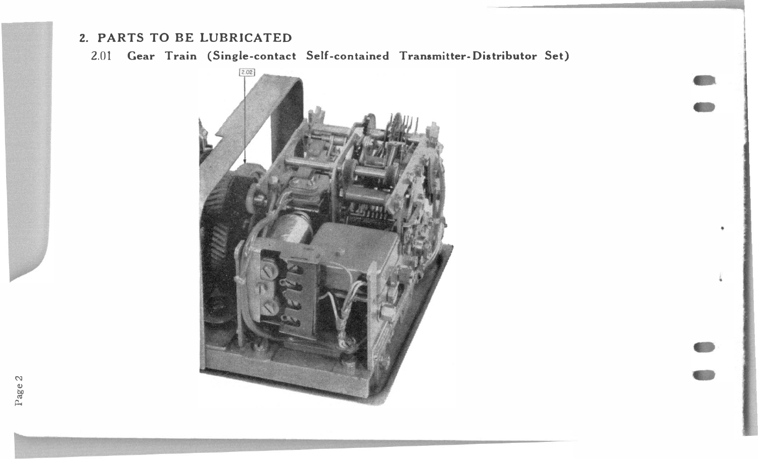## 2. PARTS TO BE LUBRICATED

2.01 **Gear Train (Single-contact Self-contained Transmitter-Distributor Set)**

2.02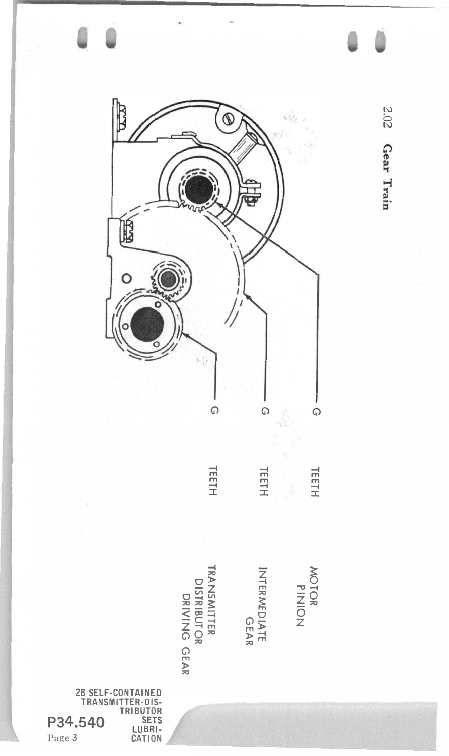2.02 **Gear Train**

G TEETH — MOTOR PINION

G TEETH — INTERMEDIATE GEAR

G TEETH — TRANSMITTER DISTRIBUTOR DRIVING GEAR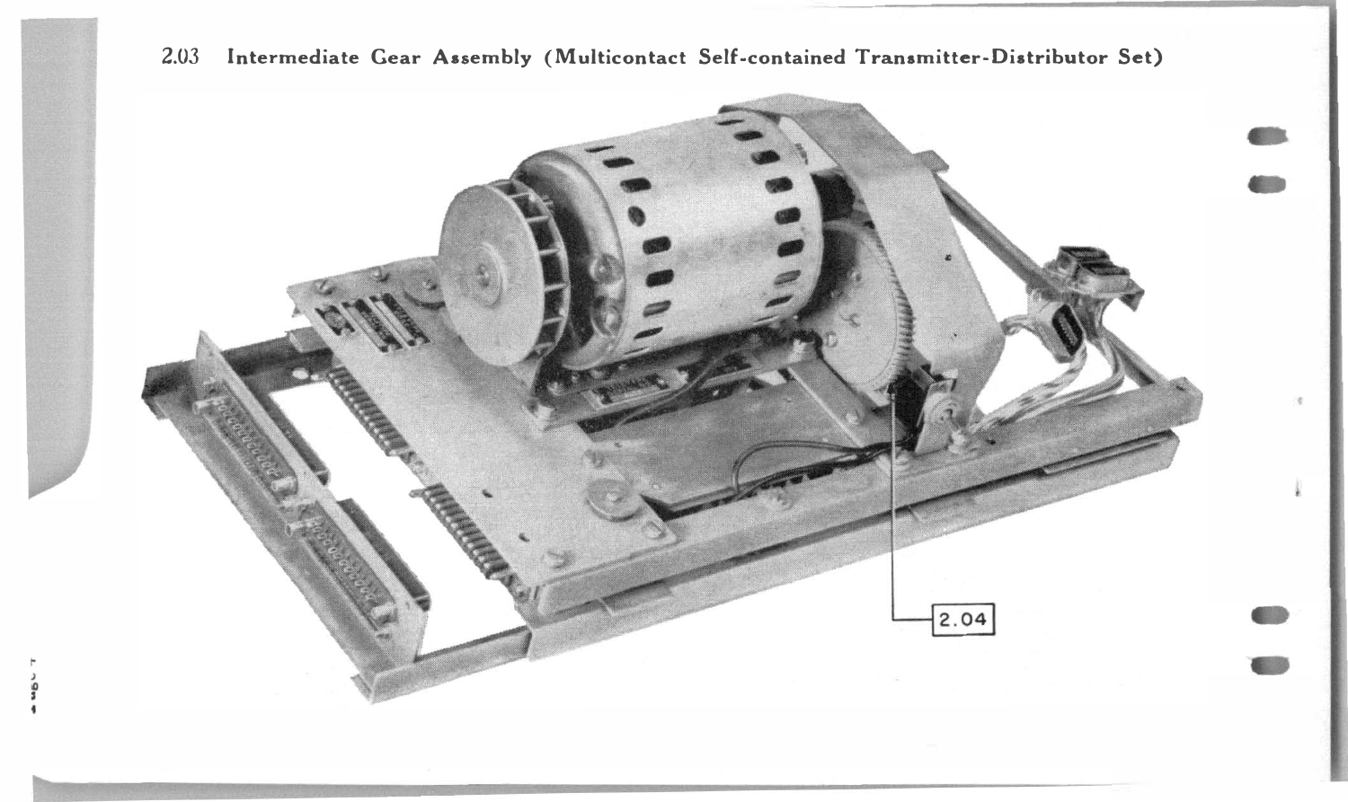2.03 Intermediate Gear Assembly (Multicontact Self-contained Transmitter-Distributor Set)

2.04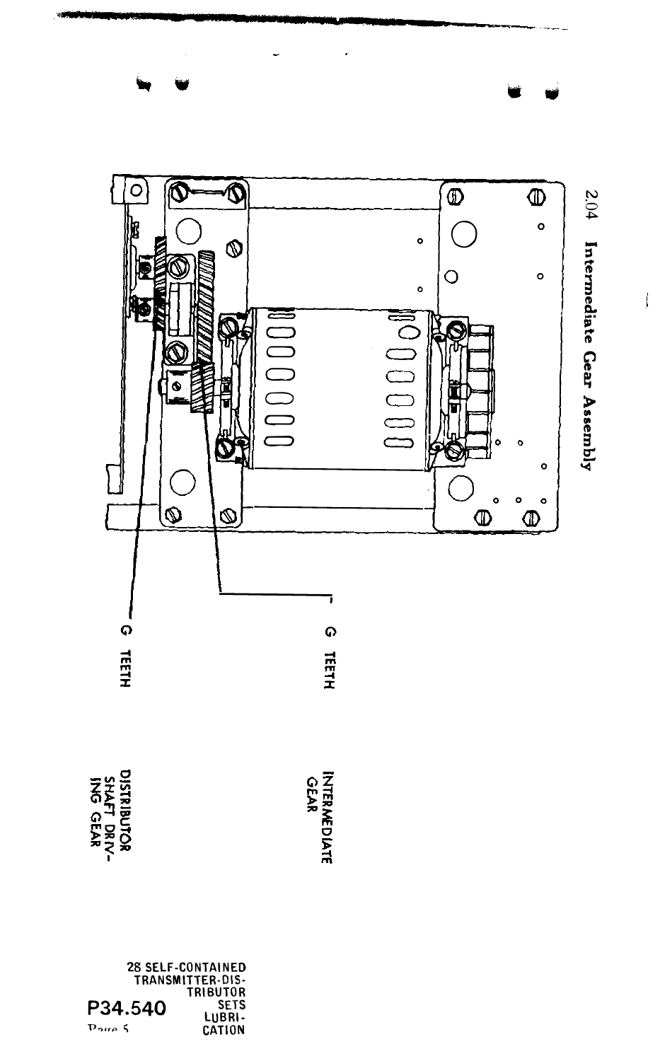2.04 **Intermediate Gear Assembly**

G TEETH

G TEETH

INTERMEDIATE GEAR

DISTRIBUTOR SHAFT DRIVING GEAR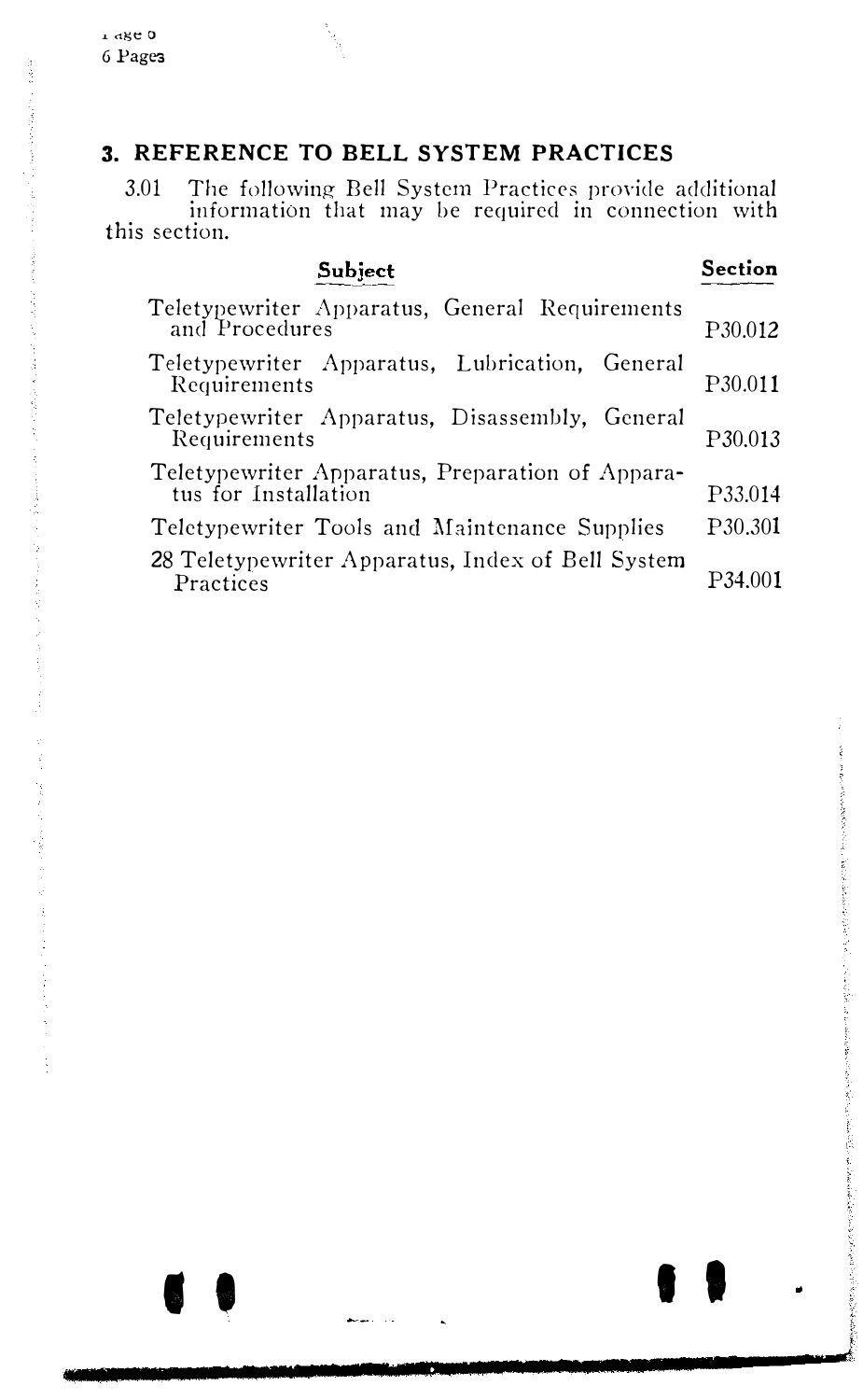## 3. REFERENCE TO BELL SYSTEM PRACTICES

3.01 The following Bell System Practices provide additional information that may be required in connection with this section.

| Subject | Section |
|---|---|
| Teletypewriter Apparatus, General Requirements and Procedures | P30.012 |
| Teletypewriter Apparatus, Lubrication, General Requirements | P30.011 |
| Teletypewriter Apparatus, Disassembly, General Requirements | P30.013 |
| Teletypewriter Apparatus, Preparation of Apparatus for Installation | P33.014 |
| Teletypewriter Tools and Maintenance Supplies | P30.301 |
| 28 Teletypewriter Apparatus, Index of Bell System Practices | P34.001 |